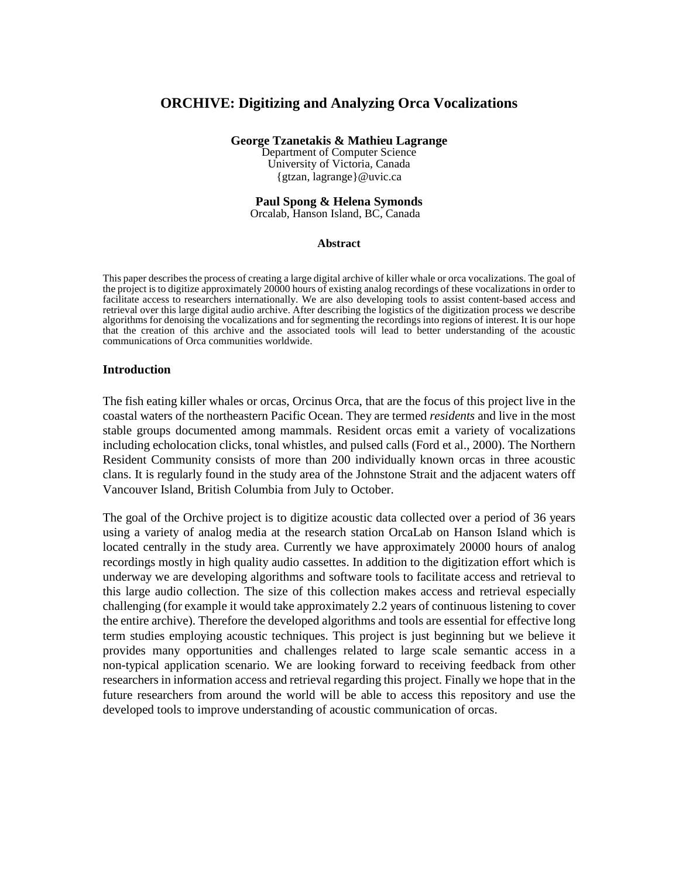# ORCHIVE: Digitizing and Analyzing Orca Vocalizations

**George Tzanetakis & Mathieu Lagrange**
Department of Computer Science
University of Victoria, Canada
{gtzan, lagrange}@uvic.ca

**Paul Spong & Helena Symonds**
Orcalab, Hanson Island, BC, Canada

### Abstract

This paper describes the process of creating a large digital archive of killer whale or orca vocalizations. The goal of the project is to digitize approximately 20000 hours of existing analog recordings of these vocalizations in order to facilitate access to researchers internationally. We are also developing tools to assist content-based access and retrieval over this large digital audio archive. After describing the logistics of the digitization process we describe algorithms for denoising the vocalizations and for segmenting the recordings into regions of interest. It is our hope that the creation of this archive and the associated tools will lead to better understanding of the acoustic communications of Orca communities worldwide.

## Introduction

The fish eating killer whales or orcas, Orcinus Orca, that are the focus of this project live in the coastal waters of the northeastern Pacific Ocean. They are termed *residents* and live in the most stable groups documented among mammals. Resident orcas emit a variety of vocalizations including echolocation clicks, tonal whistles, and pulsed calls (Ford et al., 2000). The Northern Resident Community consists of more than 200 individually known orcas in three acoustic clans. It is regularly found in the study area of the Johnstone Strait and the adjacent waters off Vancouver Island, British Columbia from July to October.

The goal of the Orchive project is to digitize acoustic data collected over a period of 36 years using a variety of analog media at the research station OrcaLab on Hanson Island which is located centrally in the study area. Currently we have approximately 20000 hours of analog recordings mostly in high quality audio cassettes. In addition to the digitization effort which is underway we are developing algorithms and software tools to facilitate access and retrieval to this large audio collection. The size of this collection makes access and retrieval especially challenging (for example it would take approximately 2.2 years of continuous listening to cover the entire archive). Therefore the developed algorithms and tools are essential for effective long term studies employing acoustic techniques. This project is just beginning but we believe it provides many opportunities and challenges related to large scale semantic access in a non-typical application scenario. We are looking forward to receiving feedback from other researchers in information access and retrieval regarding this project. Finally we hope that in the future researchers from around the world will be able to access this repository and use the developed tools to improve understanding of acoustic communication of orcas.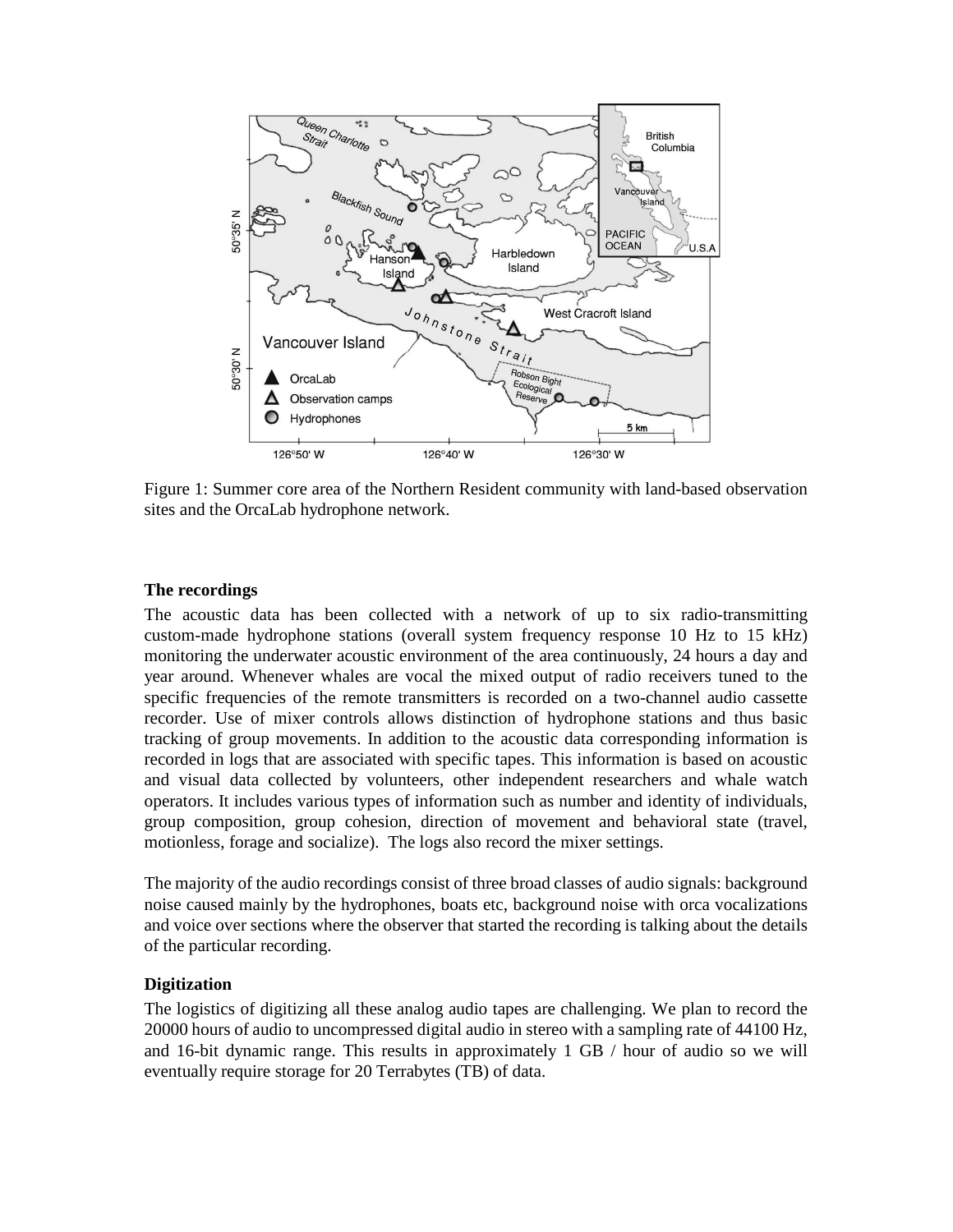Figure 1: Summer core area of the Northern Resident community with land-based observation sites and the OrcaLab hydrophone network.

### The recordings

The acoustic data has been collected with a network of up to six radio-transmitting custom-made hydrophone stations (overall system frequency response 10 Hz to 15 kHz) monitoring the underwater acoustic environment of the area continuously, 24 hours a day and year around. Whenever whales are vocal the mixed output of radio receivers tuned to the specific frequencies of the remote transmitters is recorded on a two-channel audio cassette recorder. Use of mixer controls allows distinction of hydrophone stations and thus basic tracking of group movements. In addition to the acoustic data corresponding information is recorded in logs that are associated with specific tapes. This information is based on acoustic and visual data collected by volunteers, other independent researchers and whale watch operators. It includes various types of information such as number and identity of individuals, group composition, group cohesion, direction of movement and behavioral state (travel, motionless, forage and socialize). The logs also record the mixer settings.

The majority of the audio recordings consist of three broad classes of audio signals: background noise caused mainly by the hydrophones, boats etc, background noise with orca vocalizations and voice over sections where the observer that started the recording is talking about the details of the particular recording.

### Digitization

The logistics of digitizing all these analog audio tapes are challenging. We plan to record the 20000 hours of audio to uncompressed digital audio in stereo with a sampling rate of 44100 Hz, and 16-bit dynamic range. This results in approximately 1 GB / hour of audio so we will eventually require storage for 20 Terrabytes (TB) of data.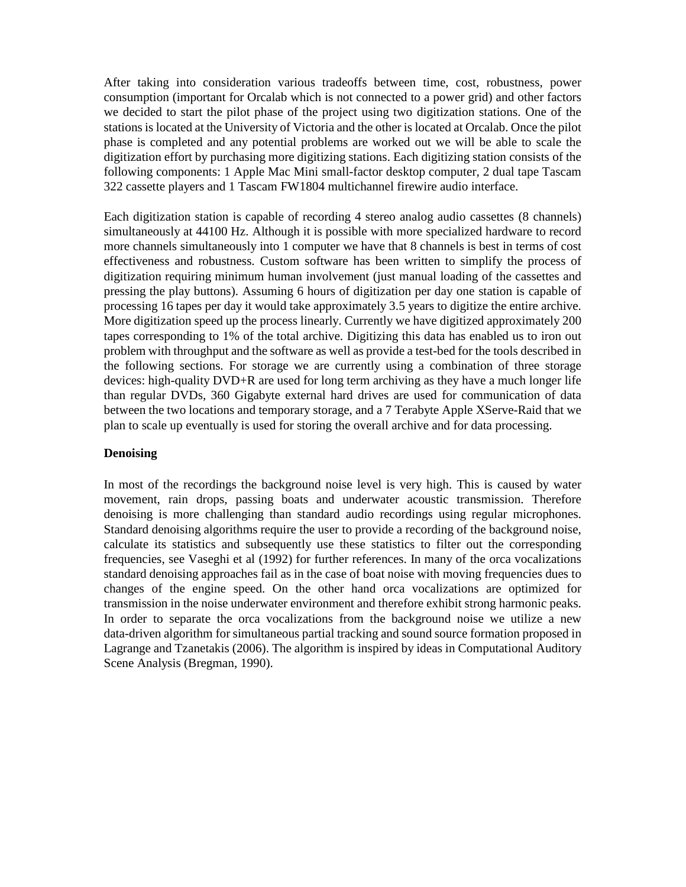After taking into consideration various tradeoffs between time, cost, robustness, power consumption (important for Orcalab which is not connected to a power grid) and other factors we decided to start the pilot phase of the project using two digitization stations. One of the stations is located at the University of Victoria and the other is located at Orcalab. Once the pilot phase is completed and any potential problems are worked out we will be able to scale the digitization effort by purchasing more digitizing stations. Each digitizing station consists of the following components: 1 Apple Mac Mini small-factor desktop computer, 2 dual tape Tascam 322 cassette players and 1 Tascam FW1804 multichannel firewire audio interface.

Each digitization station is capable of recording 4 stereo analog audio cassettes (8 channels) simultaneously at 44100 Hz. Although it is possible with more specialized hardware to record more channels simultaneously into 1 computer we have that 8 channels is best in terms of cost effectiveness and robustness. Custom software has been written to simplify the process of digitization requiring minimum human involvement (just manual loading of the cassettes and pressing the play buttons). Assuming 6 hours of digitization per day one station is capable of processing 16 tapes per day it would take approximately 3.5 years to digitize the entire archive. More digitization speed up the process linearly. Currently we have digitized approximately 200 tapes corresponding to 1% of the total archive. Digitizing this data has enabled us to iron out problem with throughput and the software as well as provide a test-bed for the tools described in the following sections. For storage we are currently using a combination of three storage devices: high-quality DVD+R are used for long term archiving as they have a much longer life than regular DVDs, 360 Gigabyte external hard drives are used for communication of data between the two locations and temporary storage, and a 7 Terabyte Apple XServe-Raid that we plan to scale up eventually is used for storing the overall archive and for data processing.

**Denoising**

In most of the recordings the background noise level is very high. This is caused by water movement, rain drops, passing boats and underwater acoustic transmission. Therefore denoising is more challenging than standard audio recordings using regular microphones. Standard denoising algorithms require the user to provide a recording of the background noise, calculate its statistics and subsequently use these statistics to filter out the corresponding frequencies, see Vaseghi et al (1992) for further references. In many of the orca vocalizations standard denoising approaches fail as in the case of boat noise with moving frequencies dues to changes of the engine speed. On the other hand orca vocalizations are optimized for transmission in the noise underwater environment and therefore exhibit strong harmonic peaks. In order to separate the orca vocalizations from the background noise we utilize a new data-driven algorithm for simultaneous partial tracking and sound source formation proposed in Lagrange and Tzanetakis (2006). The algorithm is inspired by ideas in Computational Auditory Scene Analysis (Bregman, 1990).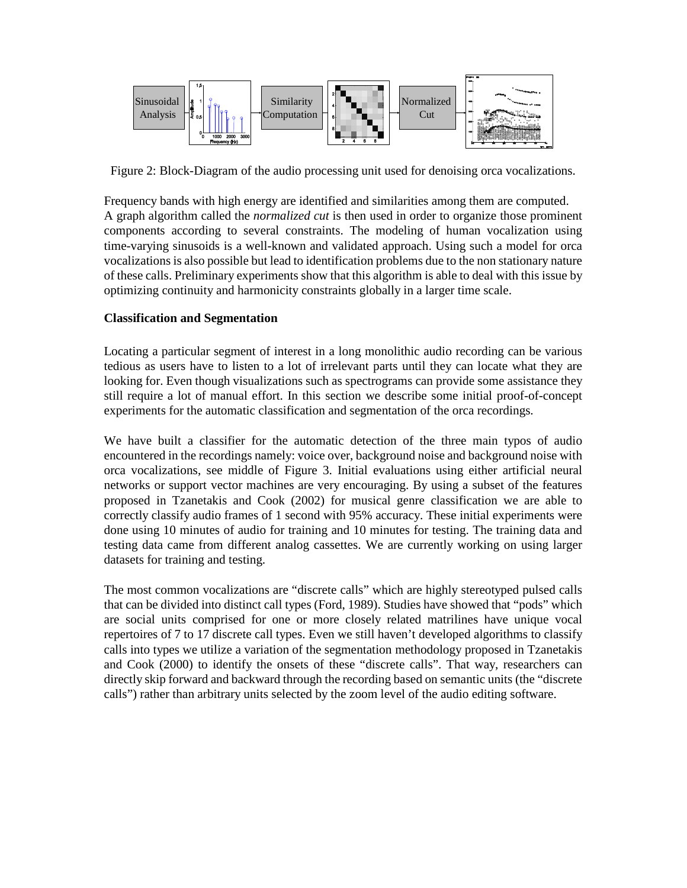Sinusoidal Analysis → Similarity Computation → Normalized Cut

Figure 2: Block-Diagram of the audio processing unit used for denoising orca vocalizations.

Frequency bands with high energy are identified and similarities among them are computed. A graph algorithm called the *normalized cut* is then used in order to organize those prominent components according to several constraints. The modeling of human vocalization using time-varying sinusoids is a well-known and validated approach. Using such a model for orca vocalizations is also possible but lead to identification problems due to the non stationary nature of these calls. Preliminary experiments show that this algorithm is able to deal with this issue by optimizing continuity and harmonicity constraints globally in a larger time scale.

**Classification and Segmentation**

Locating a particular segment of interest in a long monolithic audio recording can be various tedious as users have to listen to a lot of irrelevant parts until they can locate what they are looking for. Even though visualizations such as spectrograms can provide some assistance they still require a lot of manual effort. In this section we describe some initial proof-of-concept experiments for the automatic classification and segmentation of the orca recordings.

We have built a classifier for the automatic detection of the three main typos of audio encountered in the recordings namely: voice over, background noise and background noise with orca vocalizations, see middle of Figure 3. Initial evaluations using either artificial neural networks or support vector machines are very encouraging. By using a subset of the features proposed in Tzanetakis and Cook (2002) for musical genre classification we are able to correctly classify audio frames of 1 second with 95% accuracy. These initial experiments were done using 10 minutes of audio for training and 10 minutes for testing. The training data and testing data came from different analog cassettes. We are currently working on using larger datasets for training and testing.

The most common vocalizations are "discrete calls" which are highly stereotyped pulsed calls that can be divided into distinct call types (Ford, 1989). Studies have showed that "pods" which are social units comprised for one or more closely related matrilines have unique vocal repertoires of 7 to 17 discrete call types. Even we still haven't developed algorithms to classify calls into types we utilize a variation of the segmentation methodology proposed in Tzanetakis and Cook (2000) to identify the onsets of these "discrete calls". That way, researchers can directly skip forward and backward through the recording based on semantic units (the "discrete calls") rather than arbitrary units selected by the zoom level of the audio editing software.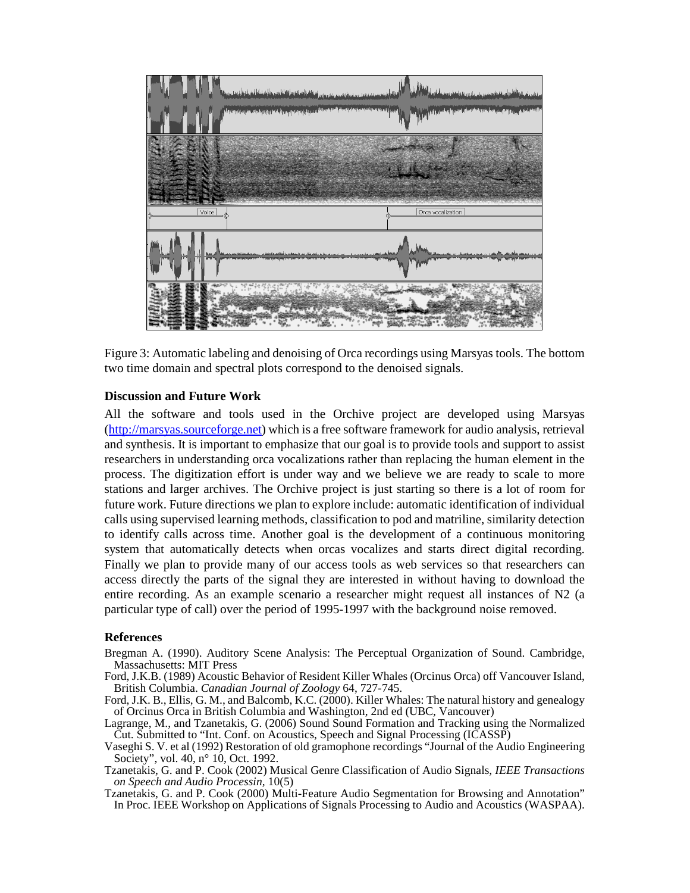Voice

Orca vocalization

Figure 3: Automatic labeling and denoising of Orca recordings using Marsyas tools. The bottom two time domain and spectral plots correspond to the denoised signals.

### Discussion and Future Work

All the software and tools used in the Orchive project are developed using Marsyas (http://marsyas.sourceforge.net) which is a free software framework for audio analysis, retrieval and synthesis. It is important to emphasize that our goal is to provide tools and support to assist researchers in understanding orca vocalizations rather than replacing the human element in the process. The digitization effort is under way and we believe we are ready to scale to more stations and larger archives. The Orchive project is just starting so there is a lot of room for future work. Future directions we plan to explore include: automatic identification of individual calls using supervised learning methods, classification to pod and matriline, similarity detection to identify calls across time. Another goal is the development of a continuous monitoring system that automatically detects when orcas vocalizes and starts direct digital recording. Finally we plan to provide many of our access tools as web services so that researchers can access directly the parts of the signal they are interested in without having to download the entire recording. As an example scenario a researcher might request all instances of N2 (a particular type of call) over the period of 1995-1997 with the background noise removed.

### References

Bregman A. (1990). Auditory Scene Analysis: The Perceptual Organization of Sound. Cambridge, Massachusetts: MIT Press

Ford, J.K.B. (1989) Acoustic Behavior of Resident Killer Whales (Orcinus Orca) off Vancouver Island, British Columbia. *Canadian Journal of Zoology* 64, 727-745.

Ford, J.K. B., Ellis, G. M., and Balcomb, K.C. (2000). Killer Whales: The natural history and genealogy of Orcinus Orca in British Columbia and Washington, 2nd ed (UBC, Vancouver)

Lagrange, M., and Tzanetakis, G. (2006) Sound Sound Formation and Tracking using the Normalized Cut. Submitted to "Int. Conf. on Acoustics, Speech and Signal Processing (ICASSP)

Vaseghi S. V. et al (1992) Restoration of old gramophone recordings "Journal of the Audio Engineering Society", vol. 40, n° 10, Oct. 1992.

Tzanetakis, G. and P. Cook (2002) Musical Genre Classification of Audio Signals, *IEEE Transactions on Speech and Audio Processin,* 10(5)

Tzanetakis, G. and P. Cook (2000) Multi-Feature Audio Segmentation for Browsing and Annotation" In Proc. IEEE Workshop on Applications of Signals Processing to Audio and Acoustics (WASPAA).